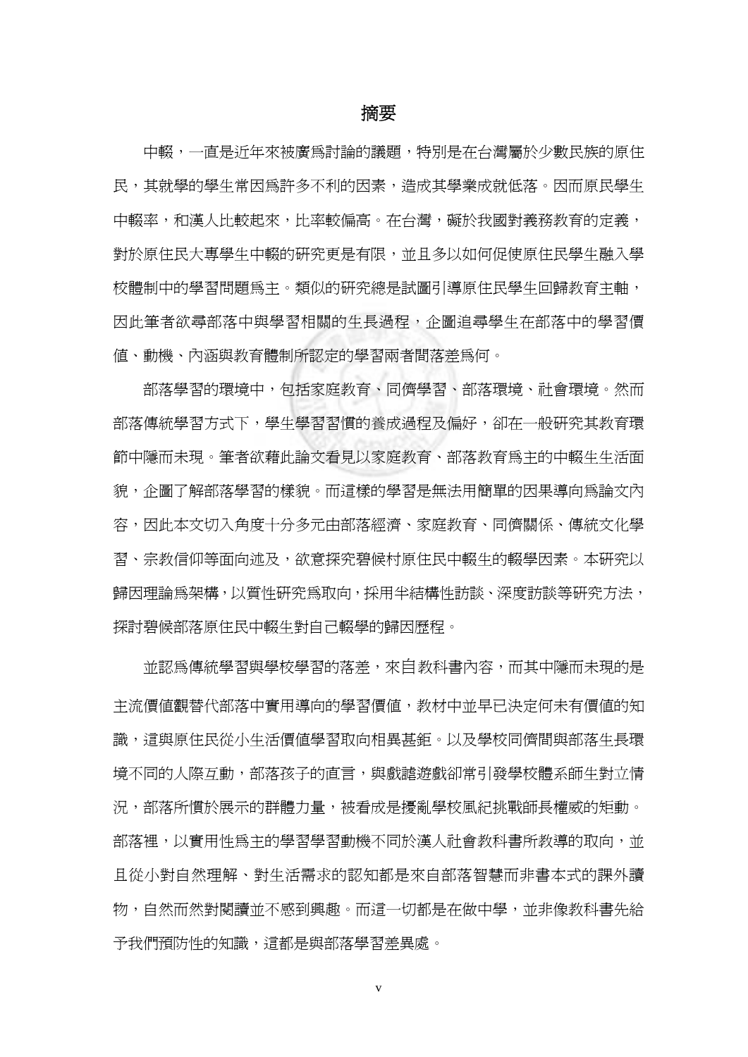# 摘要

中輟，一直是近年來被廣為討論的議題，特別是在台灣屬於少數民族的原住民，其就學的學生常因為許多不利的因素，造成其學業成就低落。因而原民學生中輟率，和漢人比較起來，比率較偏高。在台灣，礙於我國對義務教育的定義，對於原住民大專學生中輟的研究更是有限，並且多以如何促使原住民學生融入學校體制中的學習問題為主。類似的研究總是試圖引導原住民學生回歸教育主軸，因此筆者欲尋部落中與學習相關的生長過程，企圖追尋學生在部落中的學習價值、動機、內涵與教育體制所認定的學習兩者間落差為何。

部落學習的環境中，包括家庭教育、同儕學習、部落環境、社會環境。然而部落傳統學習方式下，學生學習習慣的養成過程及偏好，卻在一般研究其教育環節中隱而未現。筆者欲藉此論文看見以家庭教育、部落教育為主的中輟生生活面貌，企圖了解部落學習的樣貌。而這樣的學習是無法用簡單的因果導向為論文內容，因此本文切入角度十分多元由部落經濟、家庭教育、同儕關係、傳統文化學習、宗教信仰等面向述及，欲意探究碧候村原住民中輟生的輟學因素。本研究以歸因理論為架構，以質性研究為取向，採用半結構性訪談、深度訪談等研究方法，探討碧候部落原住民中輟生對自己輟學的歸因歷程。

並認為傳統學習與學校學習的落差，來自教科書內容，而其中隱而未現的是主流價值觀替代部落中實用導向的學習價值，教材中並早已決定何未有價值的知識，這與原住民從小生活價值學習取向相異甚鉅。以及學校同儕間與部落生長環境不同的人際互動，部落孩子的直言，與戲謔遊戲卻常引發學校體系師生對立情況，部落所慣於展示的群體力量，被看成是擾亂學校風紀挑戰師長權威的矩動。部落裡，以實用性為主的學習學習動機不同於漢人社會教科書所教導的取向，並且從小對自然理解、對生活需求的認知都是來自部落智慧而非書本式的課外讀物，自然而然對閱讀並不感到興趣。而這一切都是在做中學，並非像教科書先給予我們預防性的知識，這都是與部落學習差異處。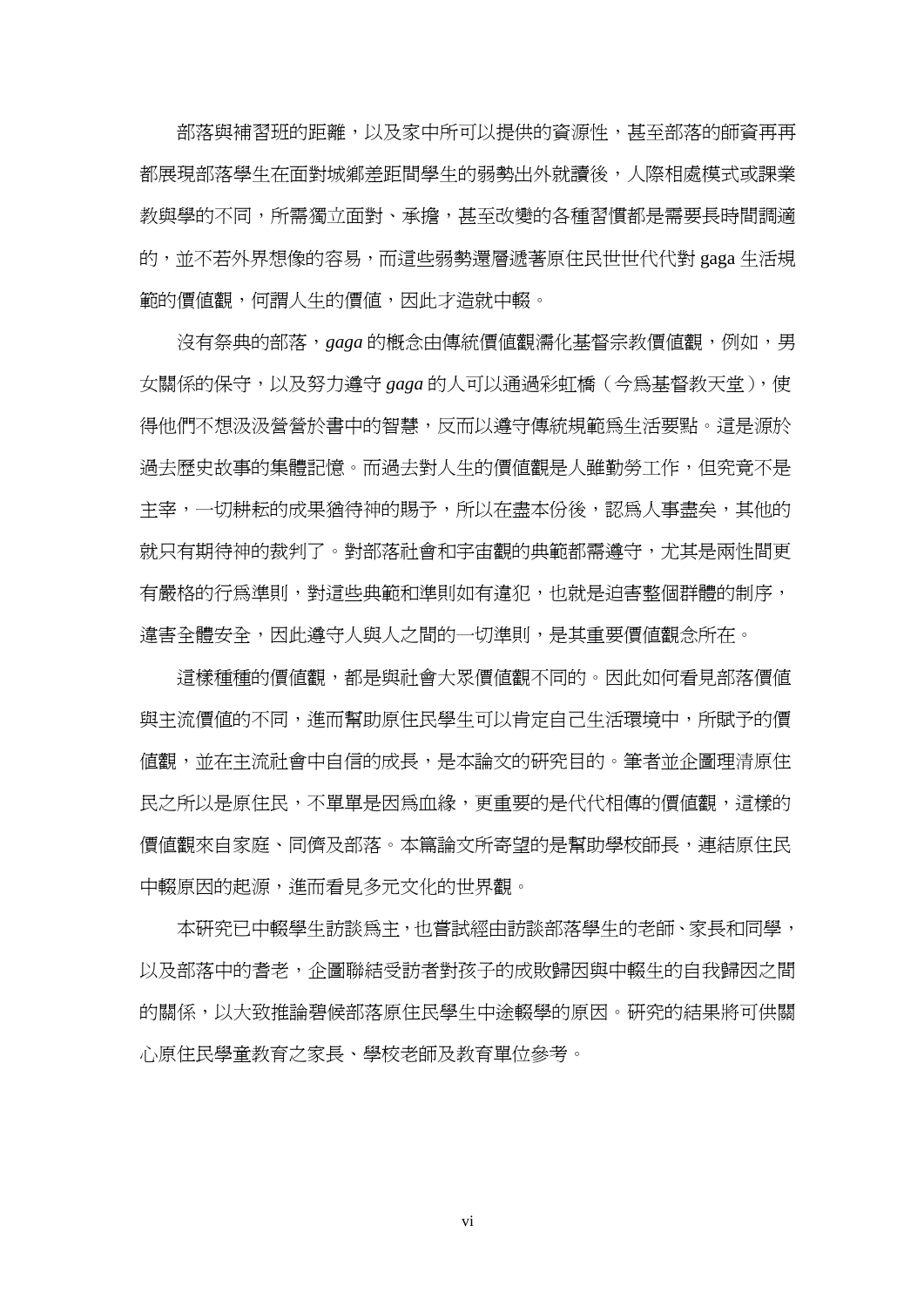部落與補習班的距離，以及家中所可以提供的資源性，甚至部落的師資再再都展現部落學生在面對城鄉差距間學生的弱勢出外就讀後，人際相處模式或課業教與學的不同，所需獨立面對、承擔，甚至改變的各種習慣都是需要長時間調適的，並不若外界想像的容易，而這些弱勢還層遞著原住民世世代代對 gaga 生活規範的價值觀，何謂人生的價值，因此才造就中輟。

沒有祭典的部落，*gaga* 的概念由傳統價值觀濡化基督宗教價值觀，例如，男女關係的保守，以及努力遵守 *gaga* 的人可以通過彩虹橋（今爲基督教天堂），使得他們不想汲汲營營於書中的智慧，反而以遵守傳統規範爲生活要點。這是源於過去歷史故事的集體記憶。而過去對人生的價值觀是人雖勤勞工作，但究竟不是主宰，一切耕耘的成果猶待神的賜予，所以在盡本份後，認爲人事盡矣，其他的就只有期待神的裁判了。對部落社會和宇宙觀的典範都需遵守，尤其是兩性間更有嚴格的行爲準則，對這些典範和準則如有違犯，也就是迫害整個群體的制序，違害全體安全，因此遵守人與人之間的一切準則，是其重要價值觀念所在。

這樣種種的價值觀，都是與社會大眾價值觀不同的。因此如何看見部落價值與主流價值的不同，進而幫助原住民學生可以肯定自己生活環境中，所賦予的價值觀，並在主流社會中自信的成長，是本論文的研究目的。筆者並企圖理清原住民之所以是原住民，不單單是因爲血緣，更重要的是代代相傳的價值觀，這樣的價值觀來自家庭、同儕及部落。本篇論文所寄望的是幫助學校師長，連結原住民中輟原因的起源，進而看見多元文化的世界觀。

本研究已中輟學生訪談爲主，也嘗試經由訪談部落學生的老師、家長和同學，以及部落中的耆老，企圖聯結受訪者對孩子的成敗歸因與中輟生的自我歸因之間的關係，以大致推論碧候部落原住民學生中途輟學的原因。研究的結果將可供關心原住民學童教育之家長、學校老師及教育單位參考。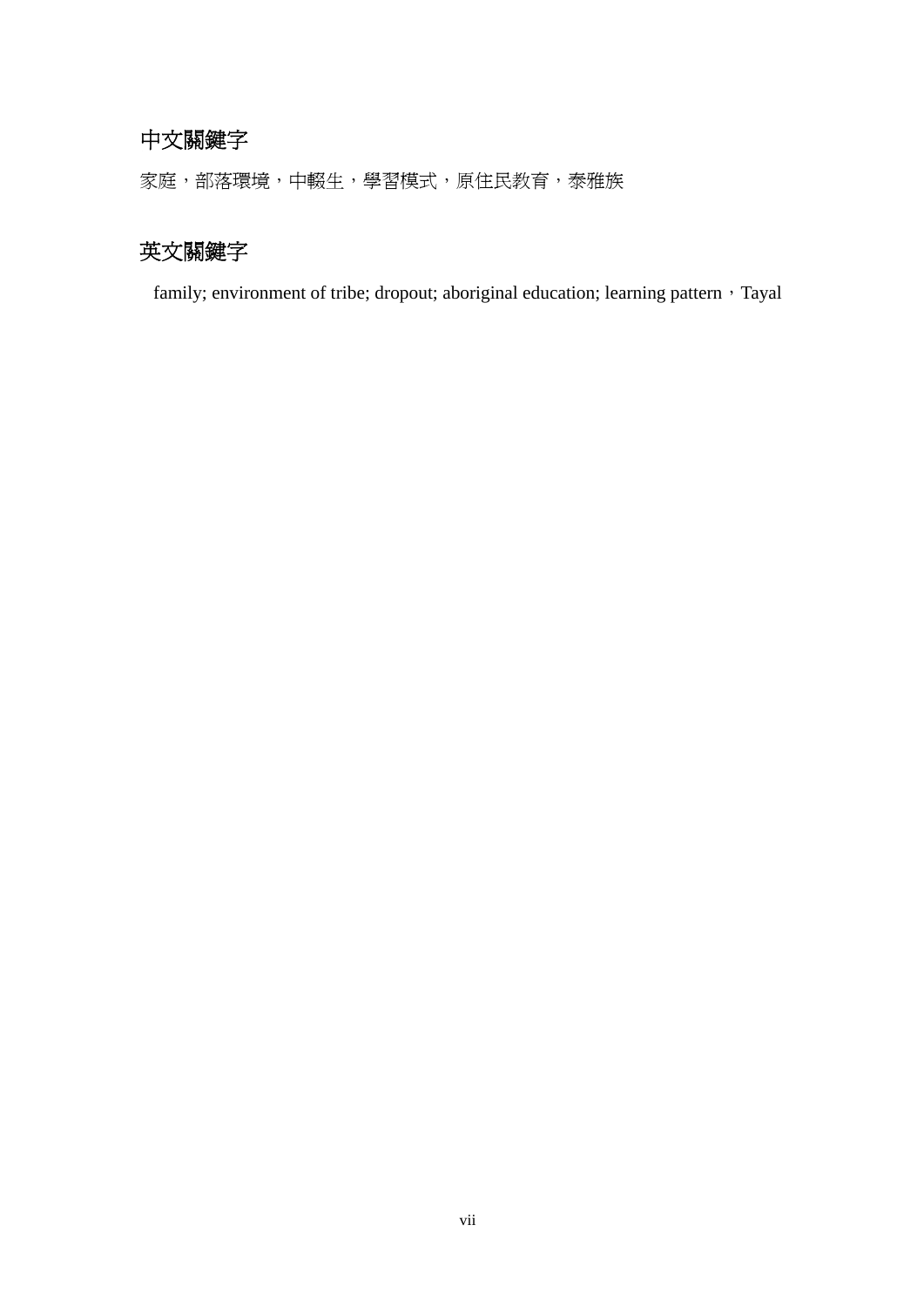## 中文關鍵字

家庭，部落環境，中輟生，學習模式，原住民教育，泰雅族

## 英文關鍵字

family; environment of tribe; dropout; aboriginal education; learning pattern，Tayal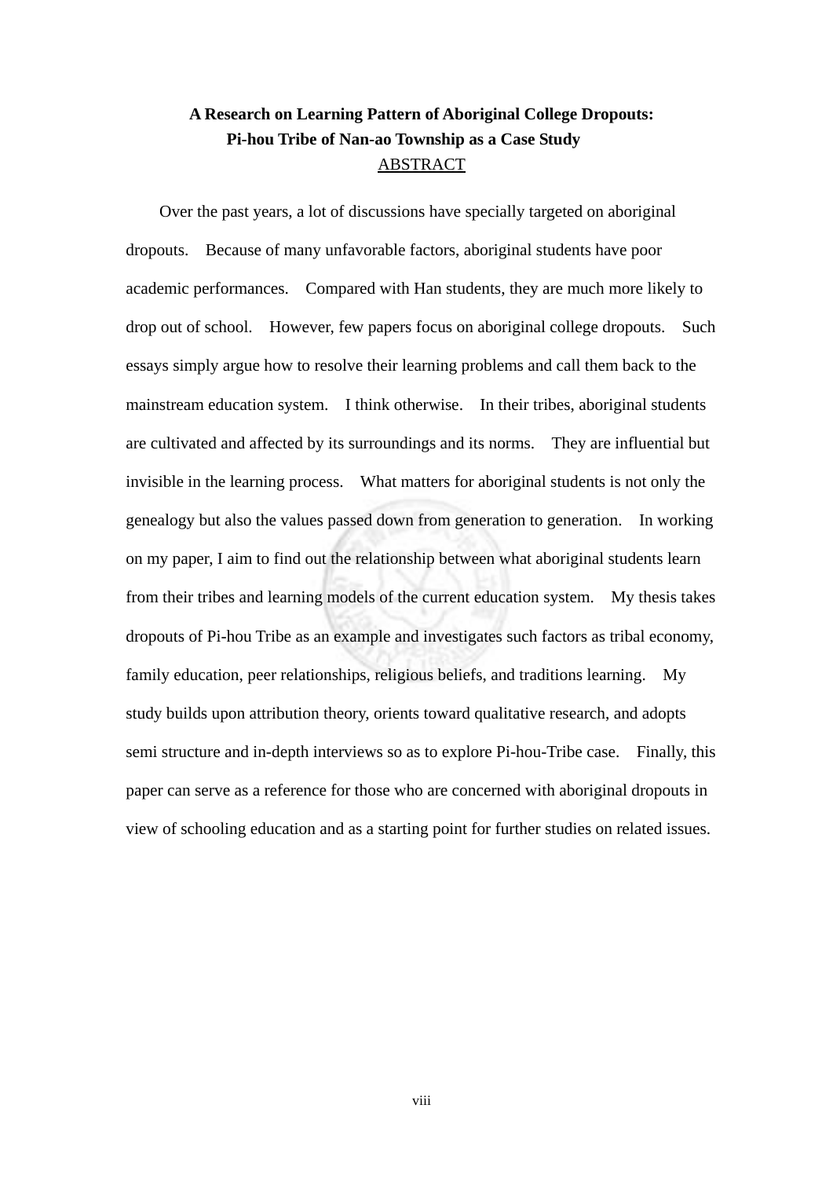**A Research on Learning Pattern of Aboriginal College Dropouts: Pi-hou Tribe of Nan-ao Township as a Case Study**

ABSTRACT

Over the past years, a lot of discussions have specially targeted on aboriginal dropouts. Because of many unfavorable factors, aboriginal students have poor academic performances. Compared with Han students, they are much more likely to drop out of school. However, few papers focus on aboriginal college dropouts. Such essays simply argue how to resolve their learning problems and call them back to the mainstream education system. I think otherwise. In their tribes, aboriginal students are cultivated and affected by its surroundings and its norms. They are influential but invisible in the learning process. What matters for aboriginal students is not only the genealogy but also the values passed down from generation to generation. In working on my paper, I aim to find out the relationship between what aboriginal students learn from their tribes and learning models of the current education system. My thesis takes dropouts of Pi-hou Tribe as an example and investigates such factors as tribal economy, family education, peer relationships, religious beliefs, and traditions learning. My study builds upon attribution theory, orients toward qualitative research, and adopts semi structure and in-depth interviews so as to explore Pi-hou-Tribe case. Finally, this paper can serve as a reference for those who are concerned with aboriginal dropouts in view of schooling education and as a starting point for further studies on related issues.